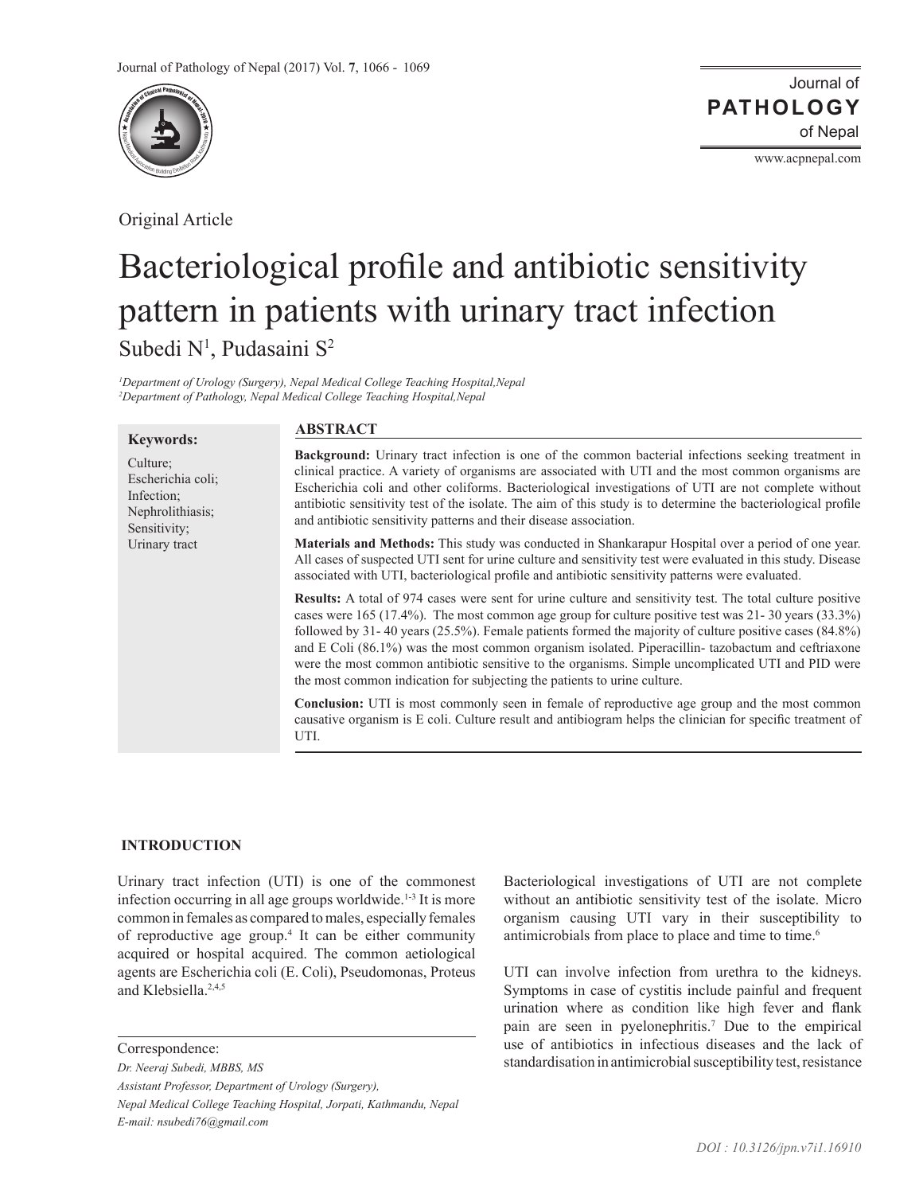Original Article

# Bacteriological profile and antibiotic sensitivity pattern in patients with urinary tract infection

Subedi N[1], Pudasaini S[2]

*[1]Department of Urology (Surgery), Nepal Medical College Teaching Hospital,Nepal*
*[2]Department of Pathology, Nepal Medical College Teaching Hospital,Nepal*

**Keywords:**

Culture;
Escherichia coli;
Infection;
Nephrolithiasis;
Sensitivity;
Urinary tract

## ABSTRACT

**Background:** Urinary tract infection is one of the common bacterial infections seeking treatment in clinical practice. A variety of organisms are associated with UTI and the most common organisms are Escherichia coli and other coliforms. Bacteriological investigations of UTI are not complete without antibiotic sensitivity test of the isolate. The aim of this study is to determine the bacteriological profile and antibiotic sensitivity patterns and their disease association.

**Materials and Methods:** This study was conducted in Shankarapur Hospital over a period of one year. All cases of suspected UTI sent for urine culture and sensitivity test were evaluated in this study. Disease associated with UTI, bacteriological profile and antibiotic sensitivity patterns were evaluated.

**Results:** A total of 974 cases were sent for urine culture and sensitivity test. The total culture positive cases were 165 (17.4%). The most common age group for culture positive test was 21- 30 years (33.3%) followed by 31- 40 years (25.5%). Female patients formed the majority of culture positive cases (84.8%) and E Coli (86.1%) was the most common organism isolated. Piperacillin- tazobactum and ceftriaxone were the most common antibiotic sensitive to the organisms. Simple uncomplicated UTI and PID were the most common indication for subjecting the patients to urine culture.

**Conclusion:** UTI is most commonly seen in female of reproductive age group and the most common causative organism is E coli. Culture result and antibiogram helps the clinician for specific treatment of UTI.

## INTRODUCTION

Urinary tract infection (UTI) is one of the commonest infection occurring in all age groups worldwide.[1-3] It is more common in females as compared to males, especially females of reproductive age group.[4] It can be either community acquired or hospital acquired. The common aetiological agents are Escherichia coli (E. Coli), Pseudomonas, Proteus and Klebsiella.[2,4,5]

Bacteriological investigations of UTI are not complete without an antibiotic sensitivity test of the isolate. Micro organism causing UTI vary in their susceptibility to antimicrobials from place to place and time to time.[6]

UTI can involve infection from urethra to the kidneys. Symptoms in case of cystitis include painful and frequent urination where as condition like high fever and flank pain are seen in pyelonephritis.[7] Due to the empirical use of antibiotics in infectious diseases and the lack of standardisation in antimicrobial susceptibility test, resistance

Correspondence:
*Dr. Neeraj Subedi, MBBS, MS*
*Assistant Professor, Department of Urology (Surgery),*
*Nepal Medical College Teaching Hospital, Jorpati, Kathmandu, Nepal*
*E-mail: nsubedi76@gmail.com*

*DOI : 10.3126/jpn.v7i1.16910*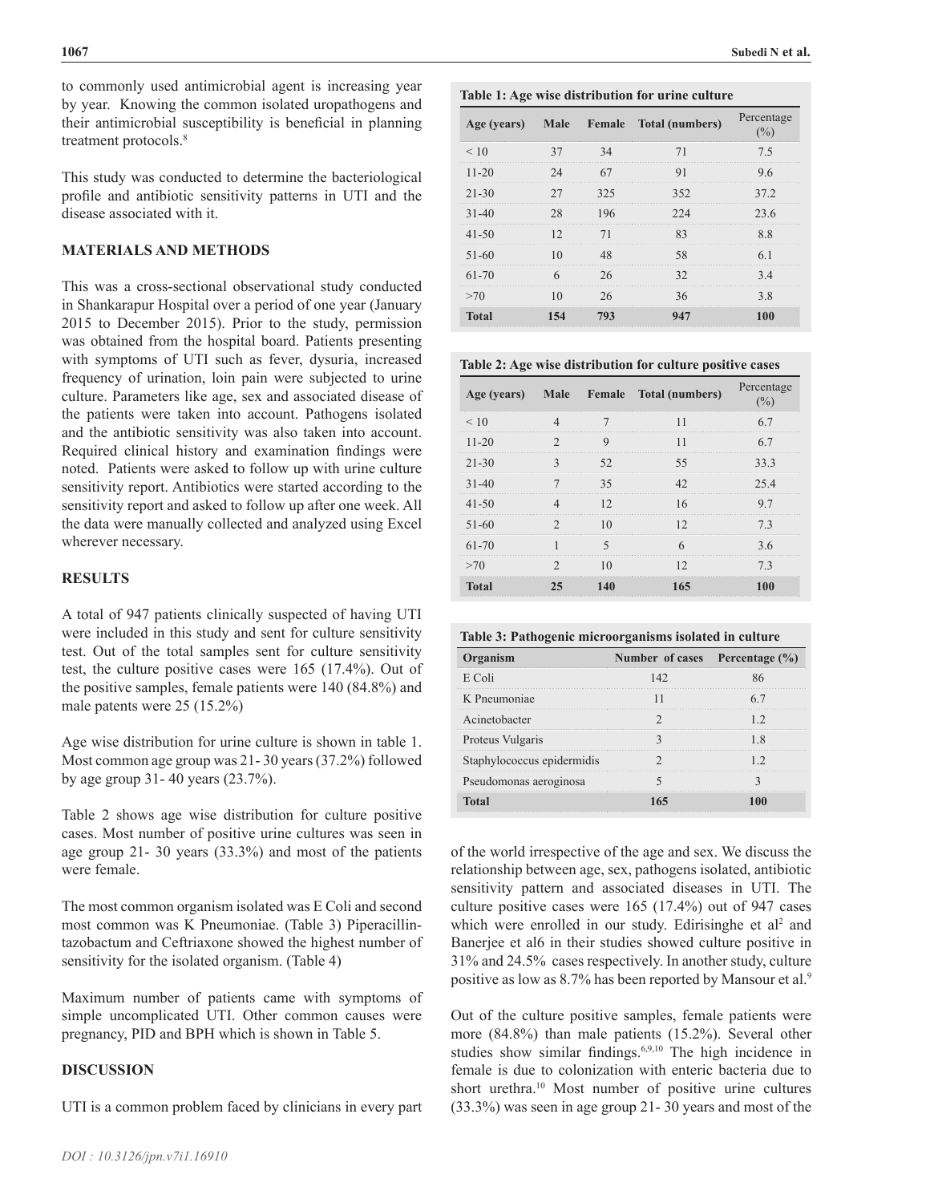to commonly used antimicrobial agent is increasing year by year. Knowing the common isolated uropathogens and their antimicrobial susceptibility is beneficial in planning treatment protocols.[8]

This study was conducted to determine the bacteriological profile and antibiotic sensitivity patterns in UTI and the disease associated with it.

## MATERIALS AND METHODS

This was a cross-sectional observational study conducted in Shankarapur Hospital over a period of one year (January 2015 to December 2015). Prior to the study, permission was obtained from the hospital board. Patients presenting with symptoms of UTI such as fever, dysuria, increased frequency of urination, loin pain were subjected to urine culture. Parameters like age, sex and associated disease of the patients were taken into account. Pathogens isolated and the antibiotic sensitivity was also taken into account. Required clinical history and examination findings were noted. Patients were asked to follow up with urine culture sensitivity report. Antibiotics were started according to the sensitivity report and asked to follow up after one week. All the data were manually collected and analyzed using Excel wherever necessary.

## RESULTS

A total of 947 patients clinically suspected of having UTI were included in this study and sent for culture sensitivity test. Out of the total samples sent for culture sensitivity test, the culture positive cases were 165 (17.4%). Out of the positive samples, female patients were 140 (84.8%) and male patents were 25 (15.2%)

Age wise distribution for urine culture is shown in table 1. Most common age group was 21- 30 years (37.2%) followed by age group 31- 40 years (23.7%).

Table 2 shows age wise distribution for culture positive cases. Most number of positive urine cultures was seen in age group 21- 30 years (33.3%) and most of the patients were female.

The most common organism isolated was E Coli and second most common was K Pneumoniae. (Table 3) Piperacillin-tazobactum and Ceftriaxone showed the highest number of sensitivity for the isolated organism. (Table 4)

Maximum number of patients came with symptoms of simple uncomplicated UTI. Other common causes were pregnancy, PID and BPH which is shown in Table 5.

**Table 1: Age wise distribution for urine culture**

| Age (years) | Male | Female | Total (numbers) | Percentage (%) |
|---|---|---|---|---|
| < 10 | 37 | 34 | 71 | 7.5 |
| 11-20 | 24 | 67 | 91 | 9.6 |
| 21-30 | 27 | 325 | 352 | 37.2 |
| 31-40 | 28 | 196 | 224 | 23.6 |
| 41-50 | 12 | 71 | 83 | 8.8 |
| 51-60 | 10 | 48 | 58 | 6.1 |
| 61-70 | 6 | 26 | 32 | 3.4 |
| >70 | 10 | 26 | 36 | 3.8 |
| **Total** | **154** | **793** | **947** | **100** |

**Table 2: Age wise distribution for culture positive cases**

| Age (years) | Male | Female | Total (numbers) | Percentage (%) |
|---|---|---|---|---|
| < 10 | 4 | 7 | 11 | 6.7 |
| 11-20 | 2 | 9 | 11 | 6.7 |
| 21-30 | 3 | 52 | 55 | 33.3 |
| 31-40 | 7 | 35 | 42 | 25.4 |
| 41-50 | 4 | 12 | 16 | 9.7 |
| 51-60 | 2 | 10 | 12 | 7.3 |
| 61-70 | 1 | 5 | 6 | 3.6 |
| >70 | 2 | 10 | 12 | 7.3 |
| **Total** | **25** | **140** | **165** | **100** |

**Table 3: Pathogenic microorganisms isolated in culture**

| Organism | Number of cases | Percentage (%) |
|---|---|---|
| E Coli | 142 | 86 |
| K Pneumoniae | 11 | 6.7 |
| Acinetobacter | 2 | 1.2 |
| Proteus Vulgaris | 3 | 1.8 |
| Staphylococcus epidermidis | 2 | 1.2 |
| Pseudomonas aeroginosa | 5 | 3 |
| **Total** | **165** | **100** |

## DISCUSSION

UTI is a common problem faced by clinicians in every part of the world irrespective of the age and sex. We discuss the relationship between age, sex, pathogens isolated, antibiotic sensitivity pattern and associated diseases in UTI. The culture positive cases were 165 (17.4%) out of 947 cases which were enrolled in our study. Edirisinghe et al[2] and Banerjee et al6 in their studies showed culture positive in 31% and 24.5% cases respectively. In another study, culture positive as low as 8.7% has been reported by Mansour et al.[9]

Out of the culture positive samples, female patients were more (84.8%) than male patients (15.2%). Several other studies show similar findings.[6,9,10] The high incidence in female is due to colonization with enteric bacteria due to short urethra.[10] Most number of positive urine cultures (33.3%) was seen in age group 21- 30 years and most of the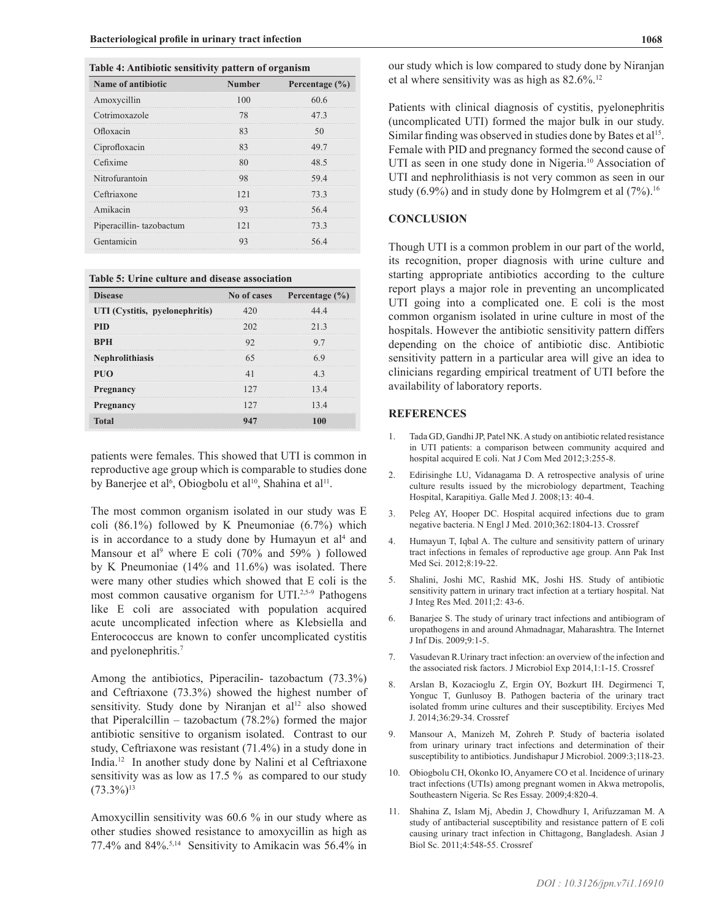**Table 4: Antibiotic sensitivity pattern of organism**

| Name of antibiotic | Number | Percentage (%) |
|---|---|---|
| Amoxycillin | 100 | 60.6 |
| Cotrimoxazole | 78 | 47.3 |
| Ofloxacin | 83 | 50 |
| Ciprofloxacin | 83 | 49.7 |
| Cefixime | 80 | 48.5 |
| Nitrofurantoin | 98 | 59.4 |
| Ceftriaxone | 121 | 73.3 |
| Amikacin | 93 | 56.4 |
| Piperacillin- tazobactum | 121 | 73.3 |
| Gentamicin | 93 | 56.4 |

**Table 5: Urine culture and disease association**

| Disease | No of cases | Percentage (%) |
|---|---|---|
| **UTI (Cystitis, pyelonephritis)** | 420 | 44.4 |
| **PID** | 202 | 21.3 |
| **BPH** | 92 | 9.7 |
| **Nephrolithiasis** | 65 | 6.9 |
| **PUO** | 41 | 4.3 |
| **Pregnancy** | 127 | 13.4 |
| **Pregnancy** | 127 | 13.4 |
| **Total** | **947** | **100** |

patients were females. This showed that UTI is common in reproductive age group which is comparable to studies done by Banerjee et al[6], Obiogbolu et al[10], Shahina et al[11].

The most common organism isolated in our study was E coli (86.1%) followed by K Pneumoniae (6.7%) which is in accordance to a study done by Humayun et al[4] and Mansour et al[9] where E coli (70% and 59% ) followed by K Pneumoniae (14% and 11.6%) was isolated. There were many other studies which showed that E coli is the most common causative organism for UTI.[2,5-9] Pathogens like E coli are associated with population acquired acute uncomplicated infection where as Klebsiella and Enterococcus are known to confer uncomplicated cystitis and pyelonephritis.[7]

Among the antibiotics, Piperacilin- tazobactum (73.3%) and Ceftriaxone (73.3%) showed the highest number of sensitivity. Study done by Niranjan et al[12] also showed that Piperalcillin – tazobactum (78.2%) formed the major antibiotic sensitive to organism isolated. Contrast to our study, Ceftriaxone was resistant (71.4%) in a study done in India.[12] In another study done by Nalini et al Ceftriaxone sensitivity was as low as 17.5 % as compared to our study (73.3%)[13]

Amoxycillin sensitivity was 60.6 % in our study where as other studies showed resistance to amoxycillin as high as 77.4% and 84%.[5,14] Sensitivity to Amikacin was 56.4% in our study which is low compared to study done by Niranjan et al where sensitivity was as high as 82.6%.[12]

Patients with clinical diagnosis of cystitis, pyelonephritis (uncomplicated UTI) formed the major bulk in our study. Similar finding was observed in studies done by Bates et al[15]. Female with PID and pregnancy formed the second cause of UTI as seen in one study done in Nigeria.[10] Association of UTI and nephrolithiasis is not very common as seen in our study (6.9%) and in study done by Holmgrem et al (7%).[16]

## CONCLUSION

Though UTI is a common problem in our part of the world, its recognition, proper diagnosis with urine culture and starting appropriate antibiotics according to the culture report plays a major role in preventing an uncomplicated UTI going into a complicated one. E coli is the most common organism isolated in urine culture in most of the hospitals. However the antibiotic sensitivity pattern differs depending on the choice of antibiotic disc. Antibiotic sensitivity pattern in a particular area will give an idea to clinicians regarding empirical treatment of UTI before the availability of laboratory reports.

## REFERENCES

1. Tada GD, Gandhi JP, Patel NK. A study on antibiotic related resistance in UTI patients: a comparison between community acquired and hospital acquired E coli. Nat J Com Med 2012;3:255-8.
2. Edirisinghe LU, Vidanagama D. A retrospective analysis of urine culture results issued by the microbiology department, Teaching Hospital, Karapitiya. Galle Med J. 2008;13: 40-4.
3. Peleg AY, Hooper DC. Hospital acquired infections due to gram negative bacteria. N Engl J Med. 2010;362:1804-13. Crossref
4. Humayun T, Iqbal A. The culture and sensitivity pattern of urinary tract infections in females of reproductive age group. Ann Pak Inst Med Sci. 2012;8:19-22.
5. Shalini, Joshi MC, Rashid MK, Joshi HS. Study of antibiotic sensitivity pattern in urinary tract infection at a tertiary hospital. Nat J Integ Res Med. 2011;2: 43-6.
6. Banarjee S. The study of urinary tract infections and antibiogram of uropathogens in and around Ahmadnagar, Maharashtra. The Internet J Inf Dis. 2009;9:1-5.
7. Vasudevan R.Urinary tract infection: an overview of the infection and the associated risk factors. J Microbiol Exp 2014,1:1-15. Crossref
8. Arslan B, Kozacioglu Z, Ergin OY, Bozkurt IH. Degirmenci T, Yonguc T, Gunlusoy B. Pathogen bacteria of the urinary tract isolated fromm urine cultures and their susceptibility. Erciyes Med J. 2014;36:29-34. Crossref
9. Mansour A, Manizeh M, Zohreh P. Study of bacteria isolated from urinary urinary tract infections and determination of their susceptibility to antibiotics. Jundishapur J Microbiol. 2009:3;118-23.
10. Obiogbolu CH, Okonko IO, Anyamere CO et al. Incidence of urinary tract infections (UTIs) among pregnant women in Akwa metropolis, Southeastern Nigeria. Sc Res Essay. 2009;4:820-4.
11. Shahina Z, Islam Mj, Abedin J, Chowdhury I, Arifuzzaman M. A study of antibacterial susceptibility and resistance pattern of E coli causing urinary tract infection in Chittagong, Bangladesh. Asian J Biol Sc. 2011;4:548-55. Crossref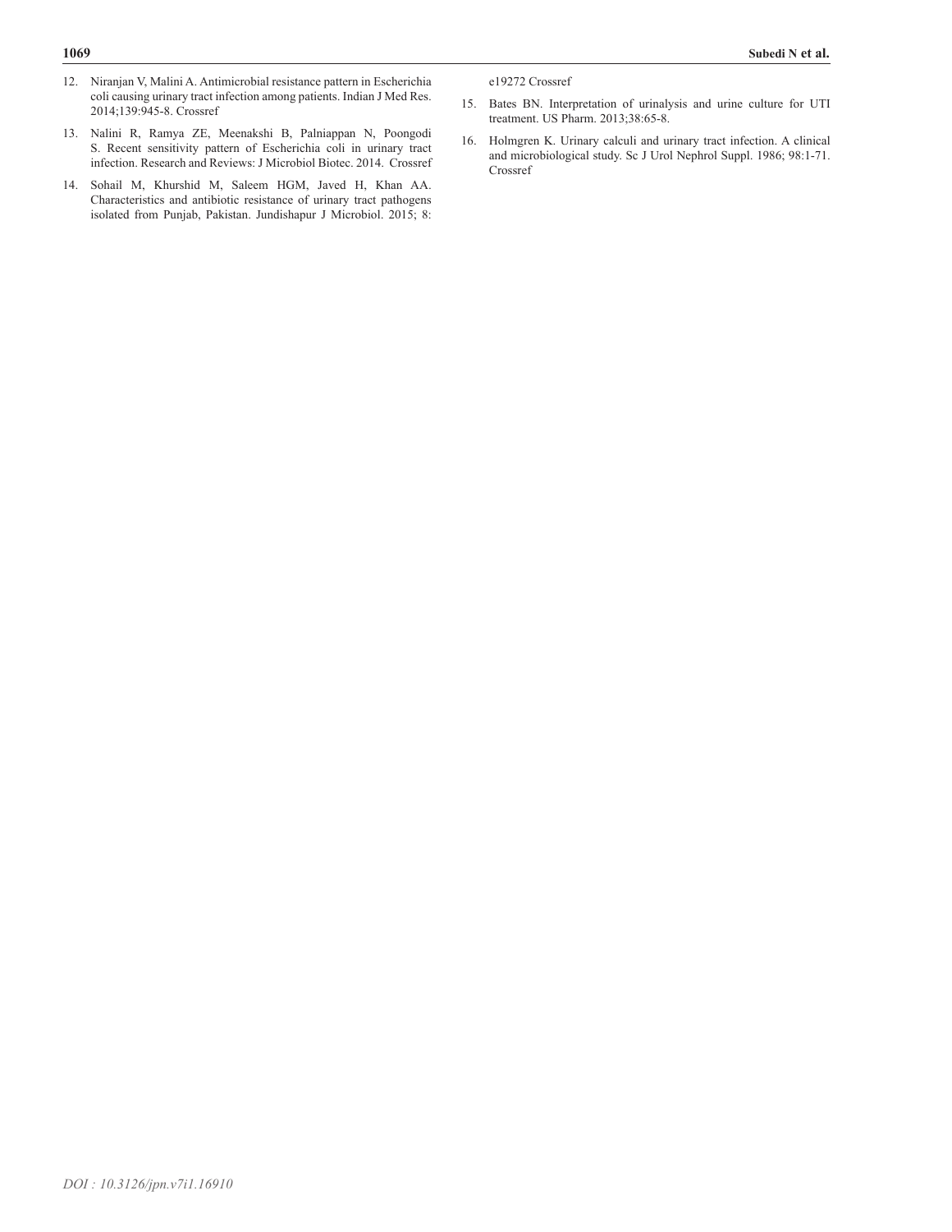12. Niranjan V, Malini A. Antimicrobial resistance pattern in Escherichia coli causing urinary tract infection among patients. Indian J Med Res. 2014;139:945-8. Crossref

13. Nalini R, Ramya ZE, Meenakshi B, Palniappan N, Poongodi S. Recent sensitivity pattern of Escherichia coli in urinary tract infection. Research and Reviews: J Microbiol Biotec. 2014. Crossref

14. Sohail M, Khurshid M, Saleem HGM, Javed H, Khan AA. Characteristics and antibiotic resistance of urinary tract pathogens isolated from Punjab, Pakistan. Jundishapur J Microbiol. 2015; 8: e19272 Crossref

15. Bates BN. Interpretation of urinalysis and urine culture for UTI treatment. US Pharm. 2013;38:65-8.

16. Holmgren K. Urinary calculi and urinary tract infection. A clinical and microbiological study. Sc J Urol Nephrol Suppl. 1986; 98:1-71. Crossref